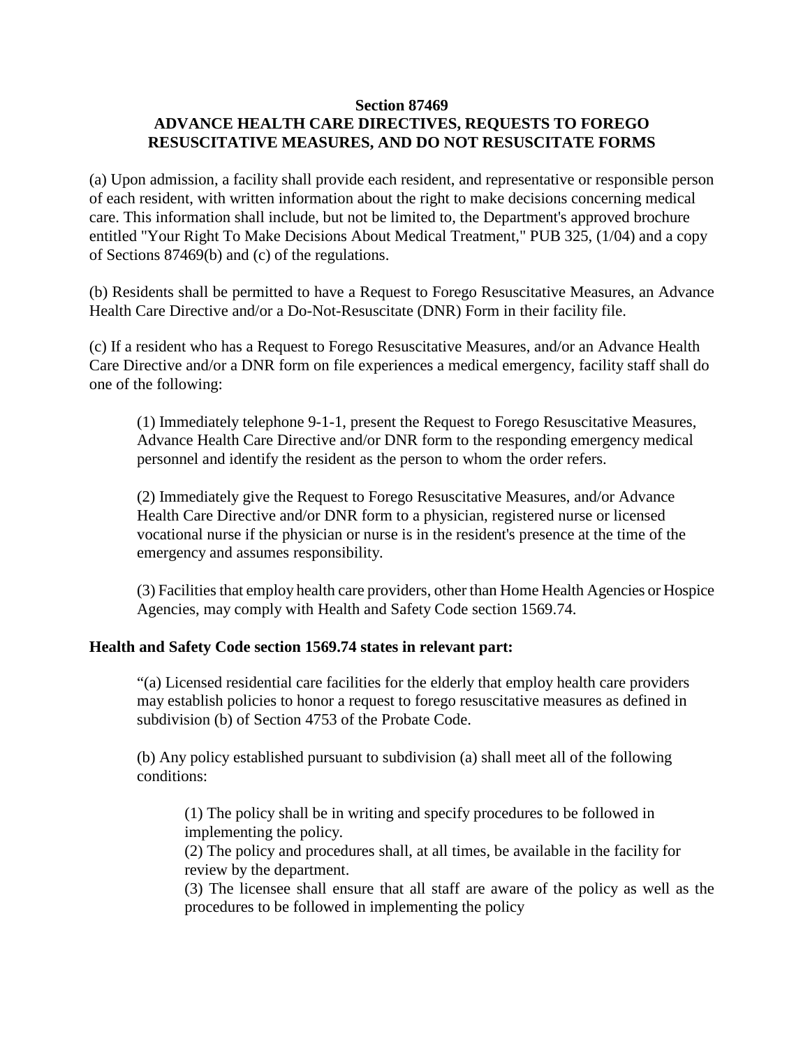**Section 87469**
**ADVANCE HEALTH CARE DIRECTIVES, REQUESTS TO FOREGO RESUSCITATIVE MEASURES, AND DO NOT RESUSCITATE FORMS**

(a) Upon admission, a facility shall provide each resident, and representative or responsible person of each resident, with written information about the right to make decisions concerning medical care. This information shall include, but not be limited to, the Department's approved brochure entitled "Your Right To Make Decisions About Medical Treatment," PUB 325, (1/04) and a copy of Sections 87469(b) and (c) of the regulations.

(b) Residents shall be permitted to have a Request to Forego Resuscitative Measures, an Advance Health Care Directive and/or a Do-Not-Resuscitate (DNR) Form in their facility file.

(c) If a resident who has a Request to Forego Resuscitative Measures, and/or an Advance Health Care Directive and/or a DNR form on file experiences a medical emergency, facility staff shall do one of the following:

> (1) Immediately telephone 9-1-1, present the Request to Forego Resuscitative Measures, Advance Health Care Directive and/or DNR form to the responding emergency medical personnel and identify the resident as the person to whom the order refers.
>
> (2) Immediately give the Request to Forego Resuscitative Measures, and/or Advance Health Care Directive and/or DNR form to a physician, registered nurse or licensed vocational nurse if the physician or nurse is in the resident's presence at the time of the emergency and assumes responsibility.
>
> (3) Facilities that employ health care providers, other than Home Health Agencies or Hospice Agencies, may comply with Health and Safety Code section 1569.74.

**Health and Safety Code section 1569.74 states in relevant part:**

> "(a) Licensed residential care facilities for the elderly that employ health care providers may establish policies to honor a request to forego resuscitative measures as defined in subdivision (b) of Section 4753 of the Probate Code.
>
> (b) Any policy established pursuant to subdivision (a) shall meet all of the following conditions:
>
> > (1) The policy shall be in writing and specify procedures to be followed in implementing the policy.
> > (2) The policy and procedures shall, at all times, be available in the facility for review by the department.
> > (3) The licensee shall ensure that all staff are aware of the policy as well as the procedures to be followed in implementing the policy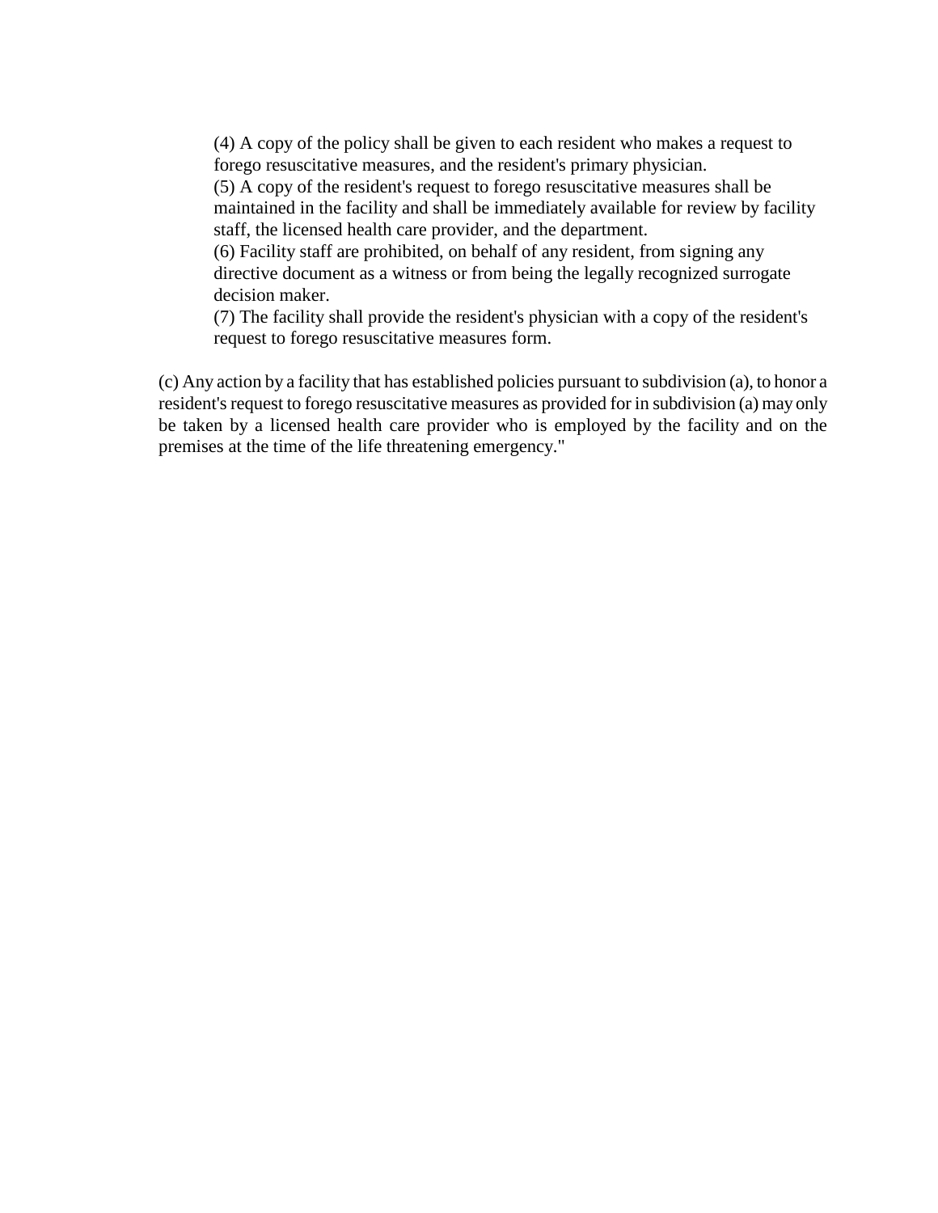(4) A copy of the policy shall be given to each resident who makes a request to forego resuscitative measures, and the resident's primary physician.

(5) A copy of the resident's request to forego resuscitative measures shall be maintained in the facility and shall be immediately available for review by facility staff, the licensed health care provider, and the department.

(6) Facility staff are prohibited, on behalf of any resident, from signing any directive document as a witness or from being the legally recognized surrogate decision maker.

(7) The facility shall provide the resident's physician with a copy of the resident's request to forego resuscitative measures form.

(c) Any action by a facility that has established policies pursuant to subdivision (a), to honor a resident's request to forego resuscitative measures as provided for in subdivision (a) may only be taken by a licensed health care provider who is employed by the facility and on the premises at the time of the life threatening emergency."